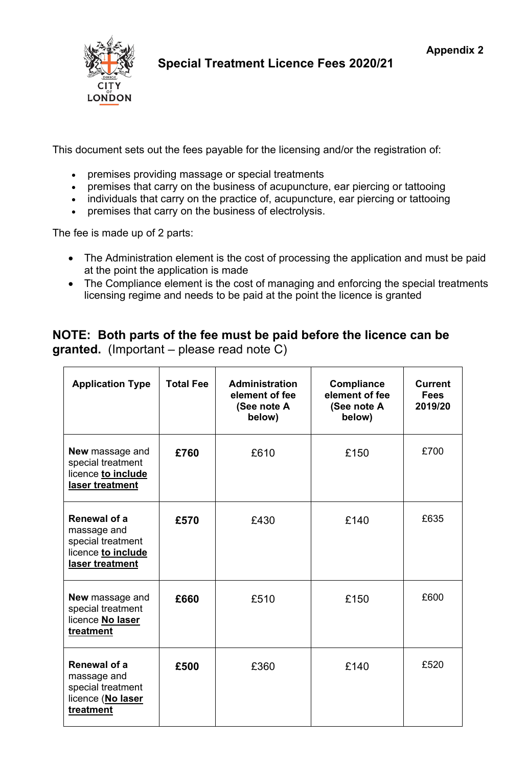Appendix 2

# Special Treatment Licence Fees 2020/21

This document sets out the fees payable for the licensing and/or the registration of:

- premises providing massage or special treatments
- premises that carry on the business of acupuncture, ear piercing or tattooing
- individuals that carry on the practice of, acupuncture, ear piercing or tattooing
- premises that carry on the business of electrolysis.

The fee is made up of 2 parts:

- The Administration element is the cost of processing the application and must be paid at the point the application is made
- The Compliance element is the cost of managing and enforcing the special treatments licensing regime and needs to be paid at the point the licence is granted

**NOTE: Both parts of the fee must be paid before the licence can be granted.** (Important – please read note C)

| Application Type | Total Fee | Administration element of fee (See note A below) | Compliance element of fee (See note A below) | Current Fees 2019/20 |
|---|---|---|---|---|
| **New** massage and special treatment licence **to include laser treatment** | **£760** | £610 | £150 | £700 |
| **Renewal of a** massage and special treatment licence **to include laser treatment** | **£570** | £430 | £140 | £635 |
| **New** massage and special treatment licence **No laser treatment** | **£660** | £510 | £150 | £600 |
| **Renewal of a** massage and special treatment licence (**No laser treatment** | **£500** | £360 | £140 | £520 |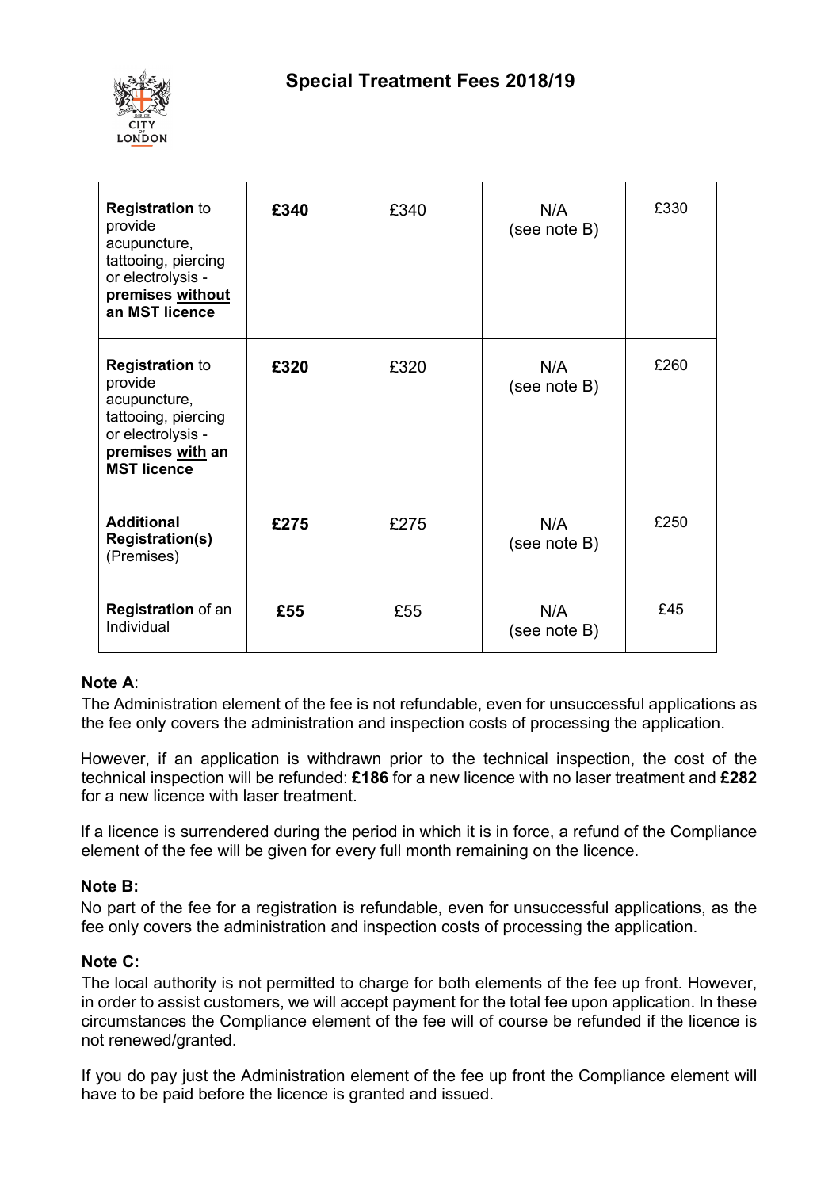## Special Treatment Fees 2018/19

| | | | | |
|---|---|---|---|---|
| **Registration** to provide acupuncture, tattooing, piercing or electrolysis - **premises without an MST licence** | **£340** | £340 | N/A (see note B) | £330 |
| **Registration** to provide acupuncture, tattooing, piercing or electrolysis - **premises with an MST licence** | **£320** | £320 | N/A (see note B) | £260 |
| **Additional Registration(s)** (Premises) | **£275** | £275 | N/A (see note B) | £250 |
| **Registration** of an Individual | **£55** | £55 | N/A (see note B) | £45 |

**Note A**:
The Administration element of the fee is not refundable, even for unsuccessful applications as the fee only covers the administration and inspection costs of processing the application.

However, if an application is withdrawn prior to the technical inspection, the cost of the technical inspection will be refunded: **£186** for a new licence with no laser treatment and **£282** for a new licence with laser treatment.

If a licence is surrendered during the period in which it is in force, a refund of the Compliance element of the fee will be given for every full month remaining on the licence.

**Note B:**
No part of the fee for a registration is refundable, even for unsuccessful applications, as the fee only covers the administration and inspection costs of processing the application.

**Note C:**
The local authority is not permitted to charge for both elements of the fee up front. However, in order to assist customers, we will accept payment for the total fee upon application. In these circumstances the Compliance element of the fee will of course be refunded if the licence is not renewed/granted.

If you do pay just the Administration element of the fee up front the Compliance element will have to be paid before the licence is granted and issued.